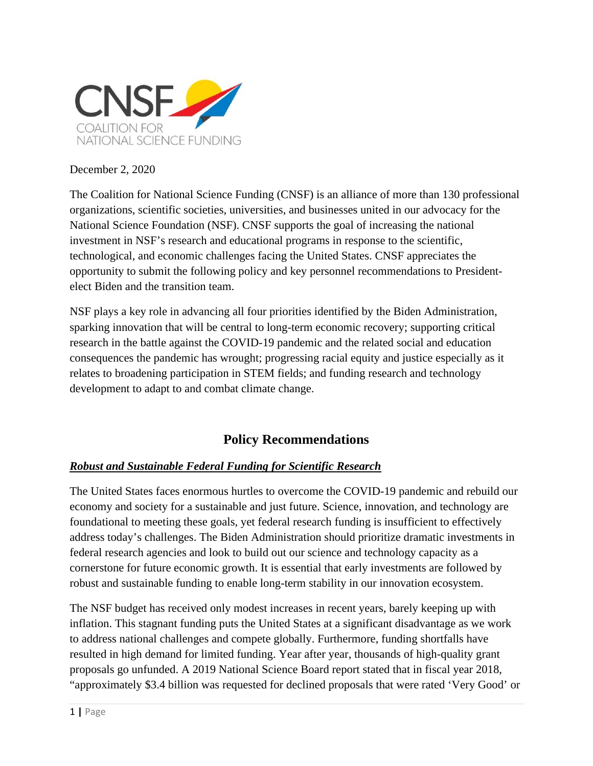CNSF

COALITION FOR NATIONAL SCIENCE FUNDING

December 2, 2020

The Coalition for National Science Funding (CNSF) is an alliance of more than 130 professional organizations, scientific societies, universities, and businesses united in our advocacy for the National Science Foundation (NSF). CNSF supports the goal of increasing the national investment in NSF's research and educational programs in response to the scientific, technological, and economic challenges facing the United States. CNSF appreciates the opportunity to submit the following policy and key personnel recommendations to President-elect Biden and the transition team.

NSF plays a key role in advancing all four priorities identified by the Biden Administration, sparking innovation that will be central to long-term economic recovery; supporting critical research in the battle against the COVID-19 pandemic and the related social and education consequences the pandemic has wrought; progressing racial equity and justice especially as it relates to broadening participation in STEM fields; and funding research and technology development to adapt to and combat climate change.

## Policy Recommendations

### ***Robust and Sustainable Federal Funding for Scientific Research***

The United States faces enormous hurtles to overcome the COVID-19 pandemic and rebuild our economy and society for a sustainable and just future. Science, innovation, and technology are foundational to meeting these goals, yet federal research funding is insufficient to effectively address today's challenges. The Biden Administration should prioritize dramatic investments in federal research agencies and look to build out our science and technology capacity as a cornerstone for future economic growth. It is essential that early investments are followed by robust and sustainable funding to enable long-term stability in our innovation ecosystem.

The NSF budget has received only modest increases in recent years, barely keeping up with inflation. This stagnant funding puts the United States at a significant disadvantage as we work to address national challenges and compete globally. Furthermore, funding shortfalls have resulted in high demand for limited funding. Year after year, thousands of high-quality grant proposals go unfunded. A 2019 National Science Board report stated that in fiscal year 2018, "approximately $3.4 billion was requested for declined proposals that were rated 'Very Good' or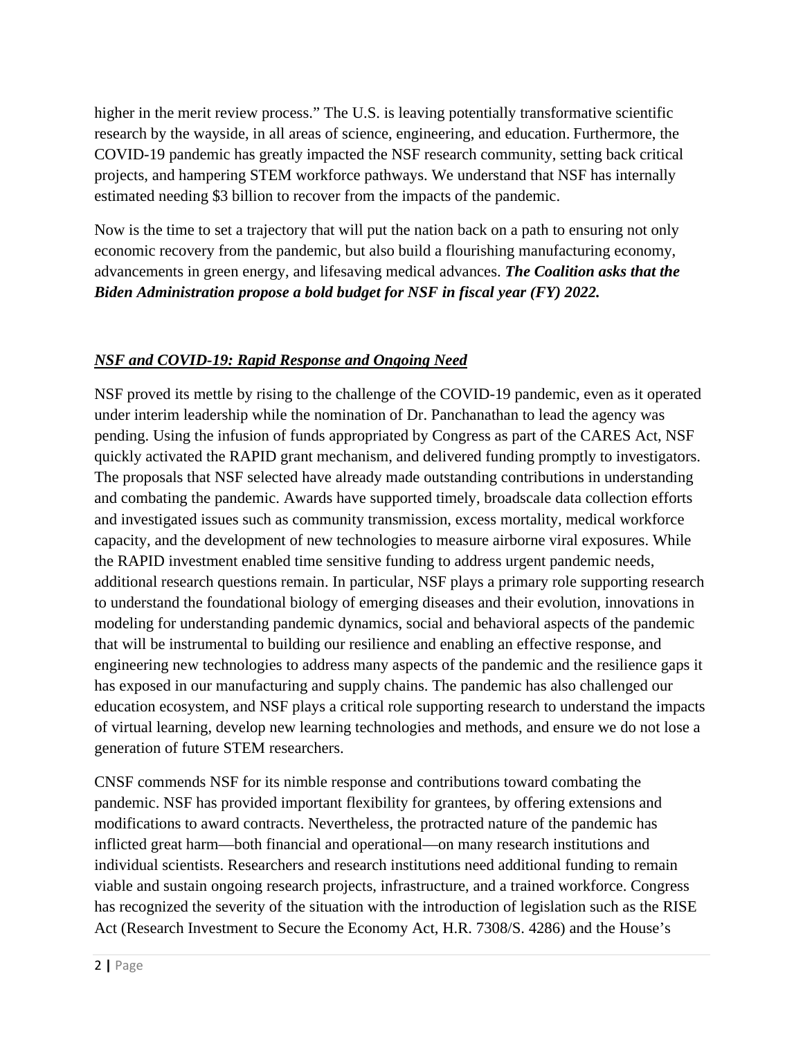higher in the merit review process." The U.S. is leaving potentially transformative scientific research by the wayside, in all areas of science, engineering, and education. Furthermore, the COVID-19 pandemic has greatly impacted the NSF research community, setting back critical projects, and hampering STEM workforce pathways. We understand that NSF has internally estimated needing $3 billion to recover from the impacts of the pandemic.

Now is the time to set a trajectory that will put the nation back on a path to ensuring not only economic recovery from the pandemic, but also build a flourishing manufacturing economy, advancements in green energy, and lifesaving medical advances. ***The Coalition asks that the Biden Administration propose a bold budget for NSF in fiscal year (FY) 2022.***

## ***NSF and COVID-19: Rapid Response and Ongoing Need***

NSF proved its mettle by rising to the challenge of the COVID-19 pandemic, even as it operated under interim leadership while the nomination of Dr. Panchanathan to lead the agency was pending. Using the infusion of funds appropriated by Congress as part of the CARES Act, NSF quickly activated the RAPID grant mechanism, and delivered funding promptly to investigators. The proposals that NSF selected have already made outstanding contributions in understanding and combating the pandemic. Awards have supported timely, broadscale data collection efforts and investigated issues such as community transmission, excess mortality, medical workforce capacity, and the development of new technologies to measure airborne viral exposures. While the RAPID investment enabled time sensitive funding to address urgent pandemic needs, additional research questions remain. In particular, NSF plays a primary role supporting research to understand the foundational biology of emerging diseases and their evolution, innovations in modeling for understanding pandemic dynamics, social and behavioral aspects of the pandemic that will be instrumental to building our resilience and enabling an effective response, and engineering new technologies to address many aspects of the pandemic and the resilience gaps it has exposed in our manufacturing and supply chains. The pandemic has also challenged our education ecosystem, and NSF plays a critical role supporting research to understand the impacts of virtual learning, develop new learning technologies and methods, and ensure we do not lose a generation of future STEM researchers.

CNSF commends NSF for its nimble response and contributions toward combating the pandemic. NSF has provided important flexibility for grantees, by offering extensions and modifications to award contracts. Nevertheless, the protracted nature of the pandemic has inflicted great harm—both financial and operational—on many research institutions and individual scientists. Researchers and research institutions need additional funding to remain viable and sustain ongoing research projects, infrastructure, and a trained workforce. Congress has recognized the severity of the situation with the introduction of legislation such as the RISE Act (Research Investment to Secure the Economy Act, H.R. 7308/S. 4286) and the House's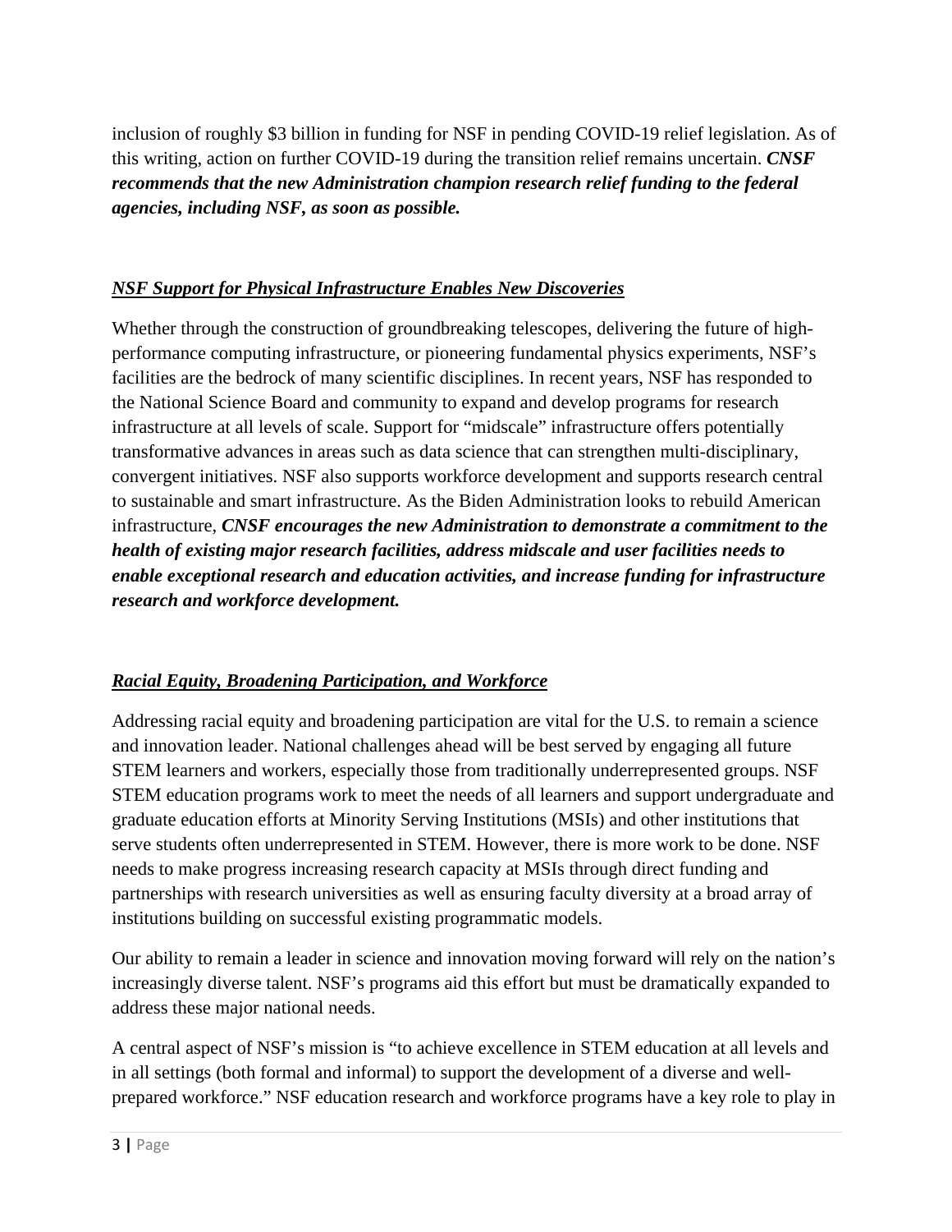inclusion of roughly $3 billion in funding for NSF in pending COVID-19 relief legislation. As of this writing, action on further COVID-19 during the transition relief remains uncertain. ***CNSF recommends that the new Administration champion research relief funding to the federal agencies, including NSF, as soon as possible.***

***NSF Support for Physical Infrastructure Enables New Discoveries***

Whether through the construction of groundbreaking telescopes, delivering the future of high-performance computing infrastructure, or pioneering fundamental physics experiments, NSF's facilities are the bedrock of many scientific disciplines. In recent years, NSF has responded to the National Science Board and community to expand and develop programs for research infrastructure at all levels of scale. Support for "midscale" infrastructure offers potentially transformative advances in areas such as data science that can strengthen multi-disciplinary, convergent initiatives. NSF also supports workforce development and supports research central to sustainable and smart infrastructure. As the Biden Administration looks to rebuild American infrastructure, ***CNSF encourages the new Administration to demonstrate a commitment to the health of existing major research facilities, address midscale and user facilities needs to enable exceptional research and education activities, and increase funding for infrastructure research and workforce development.***

***Racial Equity, Broadening Participation, and Workforce***

Addressing racial equity and broadening participation are vital for the U.S. to remain a science and innovation leader. National challenges ahead will be best served by engaging all future STEM learners and workers, especially those from traditionally underrepresented groups. NSF STEM education programs work to meet the needs of all learners and support undergraduate and graduate education efforts at Minority Serving Institutions (MSIs) and other institutions that serve students often underrepresented in STEM. However, there is more work to be done. NSF needs to make progress increasing research capacity at MSIs through direct funding and partnerships with research universities as well as ensuring faculty diversity at a broad array of institutions building on successful existing programmatic models.

Our ability to remain a leader in science and innovation moving forward will rely on the nation's increasingly diverse talent. NSF's programs aid this effort but must be dramatically expanded to address these major national needs.

A central aspect of NSF's mission is "to achieve excellence in STEM education at all levels and in all settings (both formal and informal) to support the development of a diverse and well-prepared workforce." NSF education research and workforce programs have a key role to play in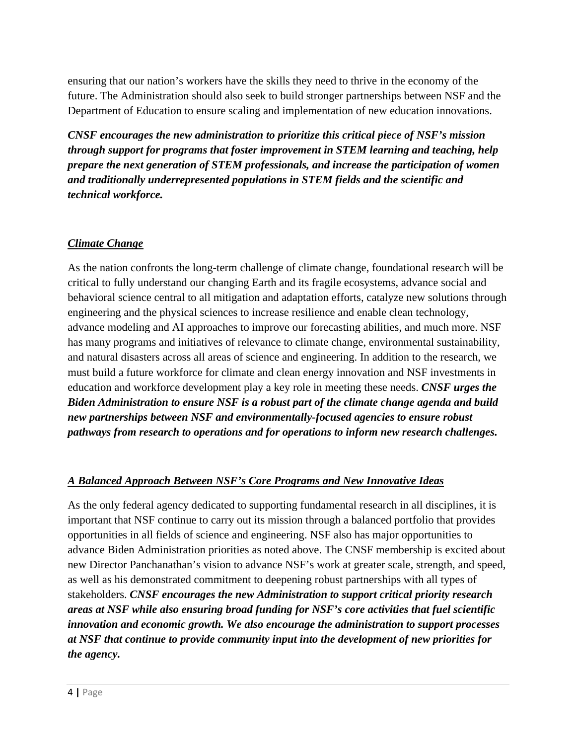ensuring that our nation's workers have the skills they need to thrive in the economy of the future. The Administration should also seek to build stronger partnerships between NSF and the Department of Education to ensure scaling and implementation of new education innovations.

***CNSF encourages the new administration to prioritize this critical piece of NSF's mission through support for programs that foster improvement in STEM learning and teaching, help prepare the next generation of STEM professionals, and increase the participation of women and traditionally underrepresented populations in STEM fields and the scientific and technical workforce.***

### ***Climate Change***

As the nation confronts the long-term challenge of climate change, foundational research will be critical to fully understand our changing Earth and its fragile ecosystems, advance social and behavioral science central to all mitigation and adaptation efforts, catalyze new solutions through engineering and the physical sciences to increase resilience and enable clean technology, advance modeling and AI approaches to improve our forecasting abilities, and much more. NSF has many programs and initiatives of relevance to climate change, environmental sustainability, and natural disasters across all areas of science and engineering. In addition to the research, we must build a future workforce for climate and clean energy innovation and NSF investments in education and workforce development play a key role in meeting these needs. ***CNSF urges the Biden Administration to ensure NSF is a robust part of the climate change agenda and build new partnerships between NSF and environmentally-focused agencies to ensure robust pathways from research to operations and for operations to inform new research challenges.***

### ***A Balanced Approach Between NSF's Core Programs and New Innovative Ideas***

As the only federal agency dedicated to supporting fundamental research in all disciplines, it is important that NSF continue to carry out its mission through a balanced portfolio that provides opportunities in all fields of science and engineering. NSF also has major opportunities to advance Biden Administration priorities as noted above. The CNSF membership is excited about new Director Panchanathan's vision to advance NSF's work at greater scale, strength, and speed, as well as his demonstrated commitment to deepening robust partnerships with all types of stakeholders. ***CNSF encourages the new Administration to support critical priority research areas at NSF while also ensuring broad funding for NSF's core activities that fuel scientific innovation and economic growth. We also encourage the administration to support processes at NSF that continue to provide community input into the development of new priorities for the agency.***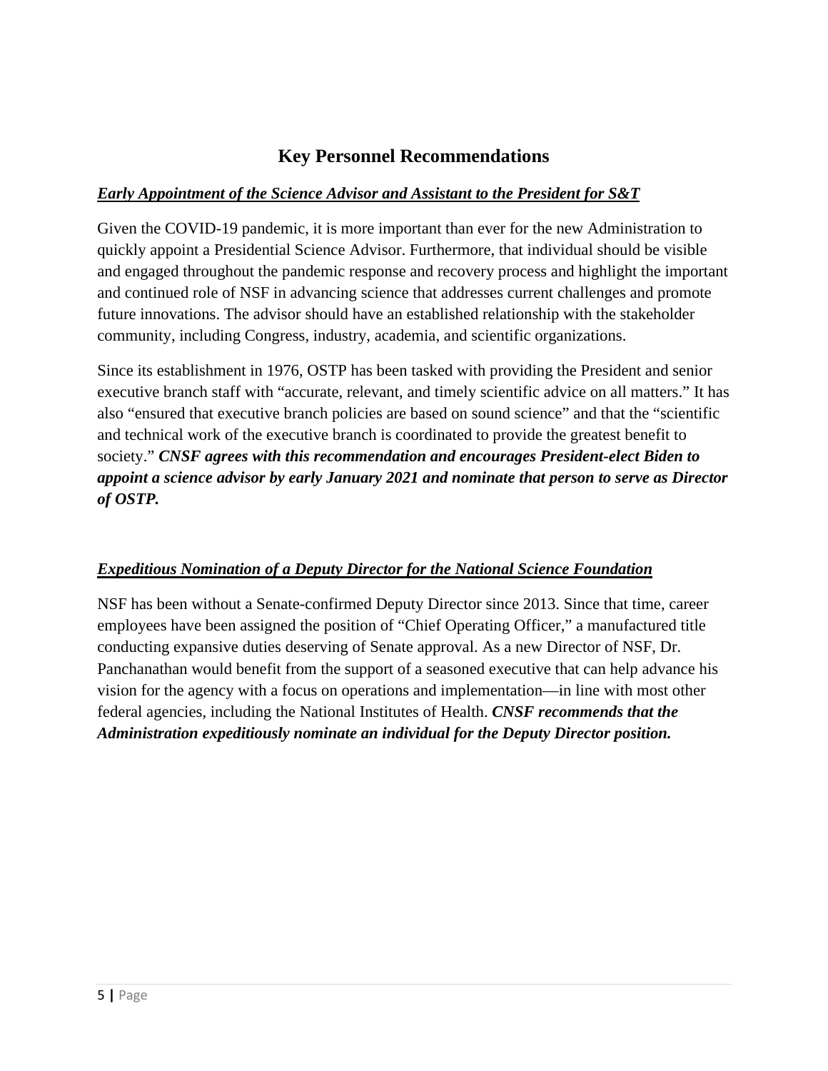## Key Personnel Recommendations

***<u>Early Appointment of the Science Advisor and Assistant to the President for S&T</u>***

Given the COVID-19 pandemic, it is more important than ever for the new Administration to quickly appoint a Presidential Science Advisor. Furthermore, that individual should be visible and engaged throughout the pandemic response and recovery process and highlight the important and continued role of NSF in advancing science that addresses current challenges and promote future innovations. The advisor should have an established relationship with the stakeholder community, including Congress, industry, academia, and scientific organizations.

Since its establishment in 1976, OSTP has been tasked with providing the President and senior executive branch staff with "accurate, relevant, and timely scientific advice on all matters." It has also "ensured that executive branch policies are based on sound science" and that the "scientific and technical work of the executive branch is coordinated to provide the greatest benefit to society." ***CNSF agrees with this recommendation and encourages President-elect Biden to appoint a science advisor by early January 2021 and nominate that person to serve as Director of OSTP.***

***<u>Expeditious Nomination of a Deputy Director for the National Science Foundation</u>***

NSF has been without a Senate-confirmed Deputy Director since 2013. Since that time, career employees have been assigned the position of "Chief Operating Officer," a manufactured title conducting expansive duties deserving of Senate approval. As a new Director of NSF, Dr. Panchanathan would benefit from the support of a seasoned executive that can help advance his vision for the agency with a focus on operations and implementation—in line with most other federal agencies, including the National Institutes of Health. ***CNSF recommends that the Administration expeditiously nominate an individual for the Deputy Director position.***